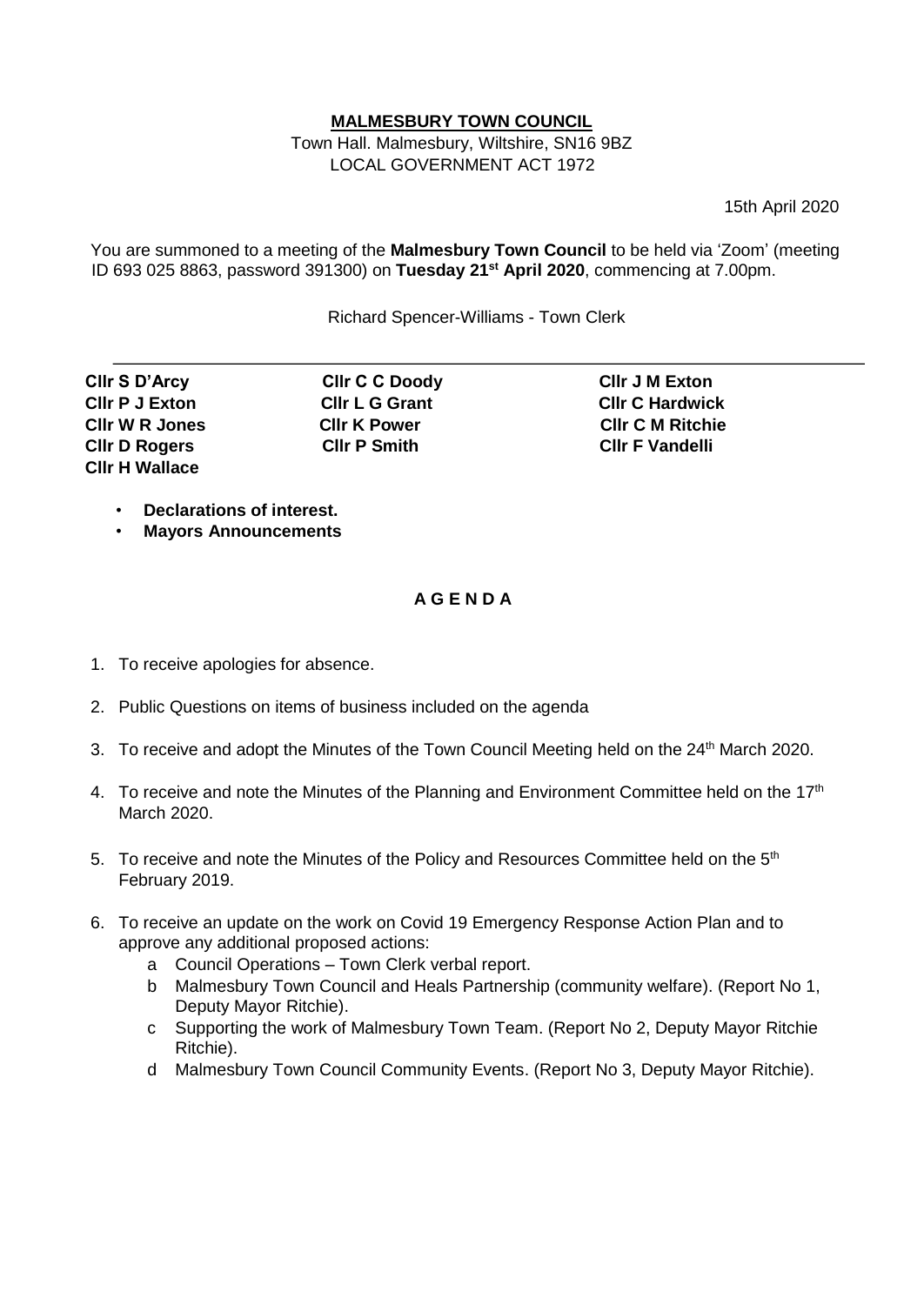**MALMESBURY TOWN COUNCIL**

Town Hall. Malmesbury, Wiltshire, SN16 9BZ
LOCAL GOVERNMENT ACT 1972

15th April 2020

You are summoned to a meeting of the **Malmesbury Town Council** to be held via 'Zoom' (meeting ID 693 025 8863, password 391300) on **Tuesday 21st April 2020**, commencing at 7.00pm.

Richard Spencer-Williams - Town Clerk

---

| | | |
|---|---|---|
| **Cllr S D'Arcy** | **Cllr C C Doody** | **Cllr J M Exton** |
| **Cllr P J Exton** | **Cllr L G Grant** | **Cllr C Hardwick** |
| **Cllr W R Jones** | **Cllr K Power** | **Cllr C M Ritchie** |
| **Cllr D Rogers** | **Cllr P Smith** | **Cllr F Vandelli** |
| **Cllr H Wallace** | | |

- **Declarations of interest.**
- **Mayors Announcements**

## A G E N D A

1. To receive apologies for absence.

2. Public Questions on items of business included on the agenda

3. To receive and adopt the Minutes of the Town Council Meeting held on the 24th March 2020.

4. To receive and note the Minutes of the Planning and Environment Committee held on the 17th March 2020.

5. To receive and note the Minutes of the Policy and Resources Committee held on the 5th February 2019.

6. To receive an update on the work on Covid 19 Emergency Response Action Plan and to approve any additional proposed actions:
   a. Council Operations – Town Clerk verbal report.
   b. Malmesbury Town Council and Heals Partnership (community welfare). (Report No 1, Deputy Mayor Ritchie).
   c. Supporting the work of Malmesbury Town Team. (Report No 2, Deputy Mayor Ritchie Ritchie).
   d. Malmesbury Town Council Community Events. (Report No 3, Deputy Mayor Ritchie).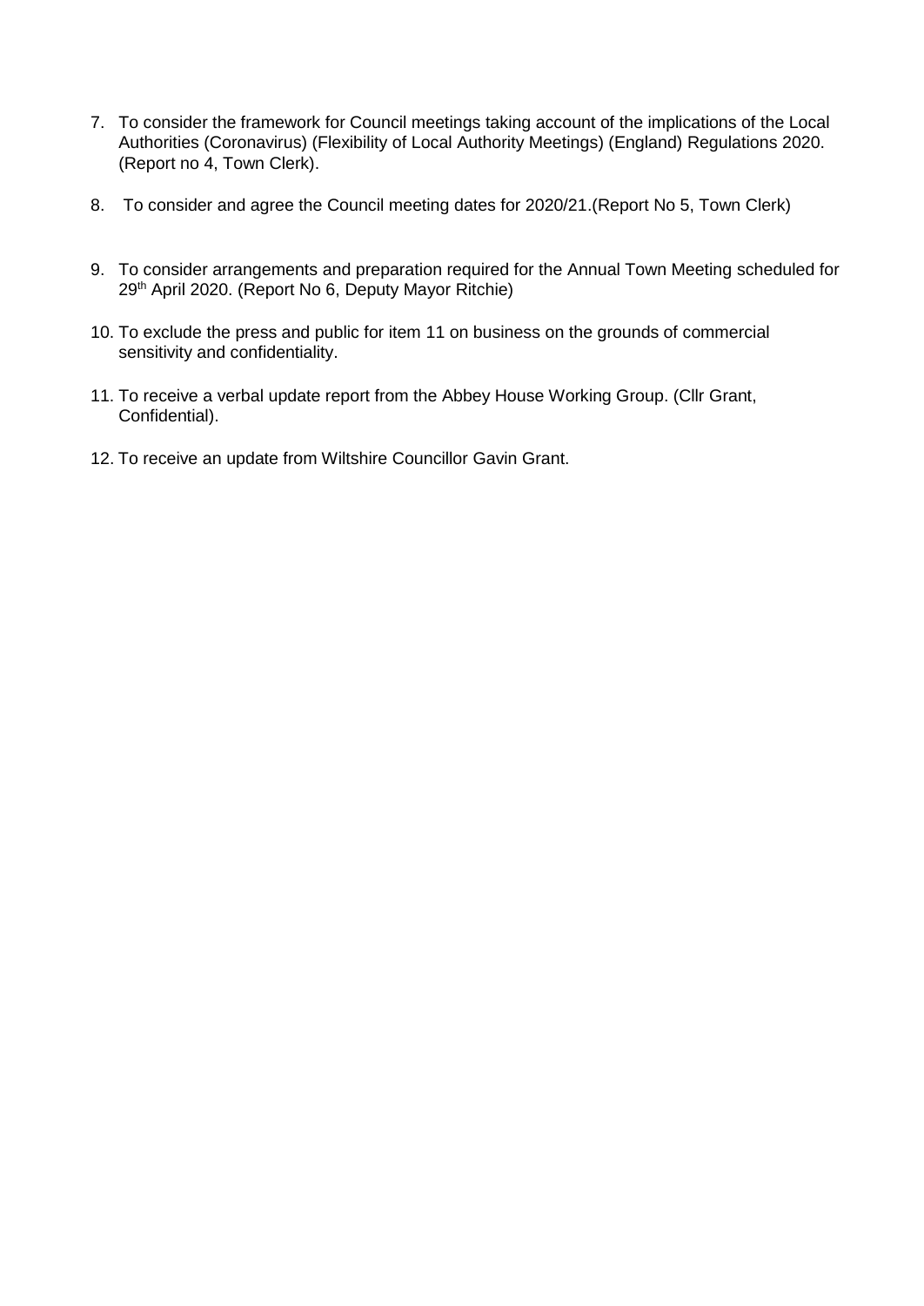7. To consider the framework for Council meetings taking account of the implications of the Local Authorities (Coronavirus) (Flexibility of Local Authority Meetings) (England) Regulations 2020. (Report no 4, Town Clerk).

8. To consider and agree the Council meeting dates for 2020/21.(Report No 5, Town Clerk)

9. To consider arrangements and preparation required for the Annual Town Meeting scheduled for 29th April 2020. (Report No 6, Deputy Mayor Ritchie)

10. To exclude the press and public for item 11 on business on the grounds of commercial sensitivity and confidentiality.

11. To receive a verbal update report from the Abbey House Working Group. (Cllr Grant, Confidential).

12. To receive an update from Wiltshire Councillor Gavin Grant.